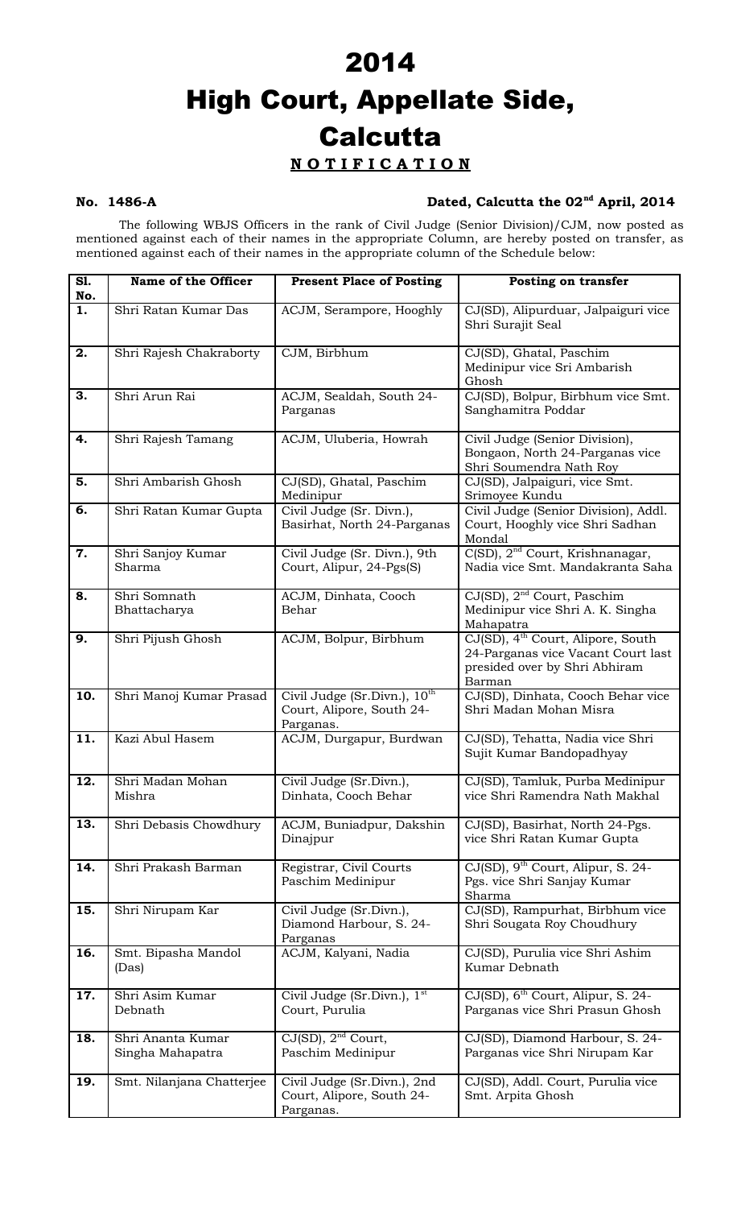# 2014

# High Court, Appellate Side, Calcutta

## **NOTIFICATION**

**No. 1486-A** **Dated, Calcutta the 02nd April, 2014**

The following WBJS Officers in the rank of Civil Judge (Senior Division)/CJM, now posted as mentioned against each of their names in the appropriate Column, are hereby posted on transfer, as mentioned against each of their names in the appropriate column of the Schedule below:

| Sl. No. | Name of the Officer | Present Place of Posting | Posting on transfer |
|---|---|---|---|
| 1. | Shri Ratan Kumar Das | ACJM, Serampore, Hooghly | CJ(SD), Alipurduar, Jalpaiguri vice Shri Surajit Seal |
| 2. | Shri Rajesh Chakraborty | CJM, Birbhum | CJ(SD), Ghatal, Paschim Medinipur vice Sri Ambarish Ghosh |
| 3. | Shri Arun Rai | ACJM, Sealdah, South 24-Parganas | CJ(SD), Bolpur, Birbhum vice Smt. Sanghamitra Poddar |
| 4. | Shri Rajesh Tamang | ACJM, Uluberia, Howrah | Civil Judge (Senior Division), Bongaon, North 24-Parganas vice Shri Soumendra Nath Roy |
| 5. | Shri Ambarish Ghosh | CJ(SD), Ghatal, Paschim Medinipur | CJ(SD), Jalpaiguri, vice Smt. Srimoyee Kundu |
| 6. | Shri Ratan Kumar Gupta | Civil Judge (Sr. Divn.), Basirhat, North 24-Parganas | Civil Judge (Senior Division), Addl. Court, Hooghly vice Shri Sadhan Mondal |
| 7. | Shri Sanjoy Kumar Sharma | Civil Judge (Sr. Divn.), 9th Court, Alipur, 24-Pgs(S) | C(SD), 2nd Court, Krishnanagar, Nadia vice Smt. Mandakranta Saha |
| 8. | Shri Somnath Bhattacharya | ACJM, Dinhata, Cooch Behar | CJ(SD), 2nd Court, Paschim Medinipur vice Shri A. K. Singha Mahapatra |
| 9. | Shri Pijush Ghosh | ACJM, Bolpur, Birbhum | CJ(SD), 4th Court, Alipore, South 24-Parganas vice Vacant Court last presided over by Shri Abhiram Barman |
| 10. | Shri Manoj Kumar Prasad | Civil Judge (Sr.Divn.), 10th Court, Alipore, South 24-Parganas. | CJ(SD), Dinhata, Cooch Behar vice Shri Madan Mohan Misra |
| 11. | Kazi Abul Hasem | ACJM, Durgapur, Burdwan | CJ(SD), Tehatta, Nadia vice Shri Sujit Kumar Bandopadhyay |
| 12. | Shri Madan Mohan Mishra | Civil Judge (Sr.Divn.), Dinhata, Cooch Behar | CJ(SD), Tamluk, Purba Medinipur vice Shri Ramendra Nath Makhal |
| 13. | Shri Debasis Chowdhury | ACJM, Buniadpur, Dakshin Dinajpur | CJ(SD), Basirhat, North 24-Pgs. vice Shri Ratan Kumar Gupta |
| 14. | Shri Prakash Barman | Registrar, Civil Courts Paschim Medinipur | CJ(SD), 9th Court, Alipur, S. 24-Pgs. vice Shri Sanjay Kumar Sharma |
| 15. | Shri Nirupam Kar | Civil Judge (Sr.Divn.), Diamond Harbour, S. 24-Parganas | CJ(SD), Rampurhat, Birbhum vice Shri Sougata Roy Choudhury |
| 16. | Smt. Bipasha Mandol (Das) | ACJM, Kalyani, Nadia | CJ(SD), Purulia vice Shri Ashim Kumar Debnath |
| 17. | Shri Asim Kumar Debnath | Civil Judge (Sr.Divn.), 1st Court, Purulia | CJ(SD), 6th Court, Alipur, S. 24-Parganas vice Shri Prasun Ghosh |
| 18. | Shri Ananta Kumar Singha Mahapatra | CJ(SD), 2nd Court, Paschim Medinipur | CJ(SD), Diamond Harbour, S. 24-Parganas vice Shri Nirupam Kar |
| 19. | Smt. Nilanjana Chatterjee | Civil Judge (Sr.Divn.), 2nd Court, Alipore, South 24-Parganas. | CJ(SD), Addl. Court, Purulia vice Smt. Arpita Ghosh |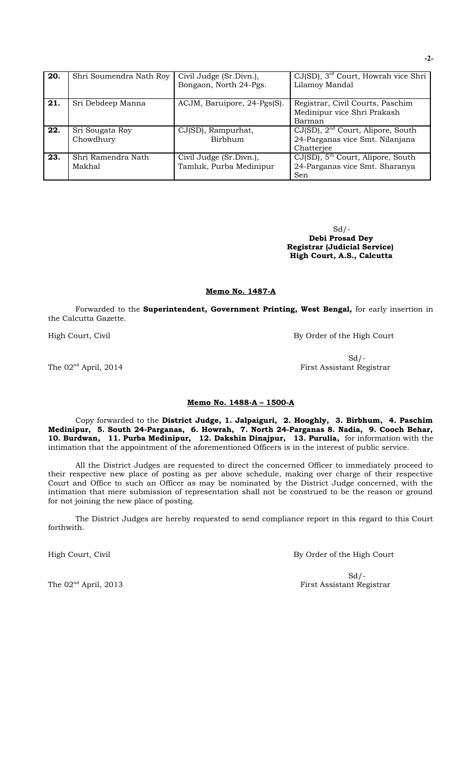| 20. | Shri Soumendra Nath Roy | Civil Judge (Sr.Divn.), Bongaon, North 24-Pgs. | CJ(SD), 3rd Court, Howrah vice Shri Lilamoy Mandal |
|---|---|---|---|
| 21. | Sri Debdeep Manna | ACJM, Baruipore, 24-Pgs(S). | Registrar, Civil Courts, Paschim Medinipur vice Shri Prakash Barman |
| 22. | Sri Sougata Roy Chowdhury | CJ(SD), Rampurhat, Birbhum | CJ(SD), 2nd Court, Alipore, South 24-Parganas vice Smt. Nilanjana Chatterjee |
| 23. | Shri Ramendra Nath Makhal | Civil Judge (Sr.Divn.), Tamluk, Purba Medinipur | CJ(SD), 5th Court, Alipore, South 24-Parganas vice Smt. Sharanya Sen |

Sd/-
**Debi Prosad Dey**
**Registrar (Judicial Service)**
**High Court, A.S., Calcutta**

**Memo No. 1487-A**

Forwarded to the **Superintendent, Government Printing, West Bengal,** for early insertion in the Calcutta Gazette.

High Court, Civil

By Order of the High Court

Sd/-
First Assistant Registrar

The 02nd April, 2014

**Memo No. 1488-A – 1500-A**

Copy forwarded to the **District Judge, 1. Jalpaiguri, 2. Hooghly, 3. Birbhum, 4. Paschim Medinipur, 5. South 24-Parganas, 6. Howrah, 7. North 24-Parganas 8. Nadia, 9. Cooch Behar, 10. Burdwan, 11. Purba Medinipur, 12. Dakshin Dinajpur, 13. Purulia,** for information with the intimation that the appointment of the aforementioned Officers is in the interest of public service.

All the District Judges are requested to direct the concerned Officer to immediately proceed to their respective new place of posting as per above schedule, making over charge of their respective Court and Office to such an Officer as may be nominated by the District Judge concerned, with the intimation that mere submission of representation shall not be construed to be the reason or ground for not joining the new place of posting.

The District Judges are hereby requested to send compliance report in this regard to this Court forthwith.

High Court, Civil

By Order of the High Court

Sd/-
First Assistant Registrar

The 02nd April, 2013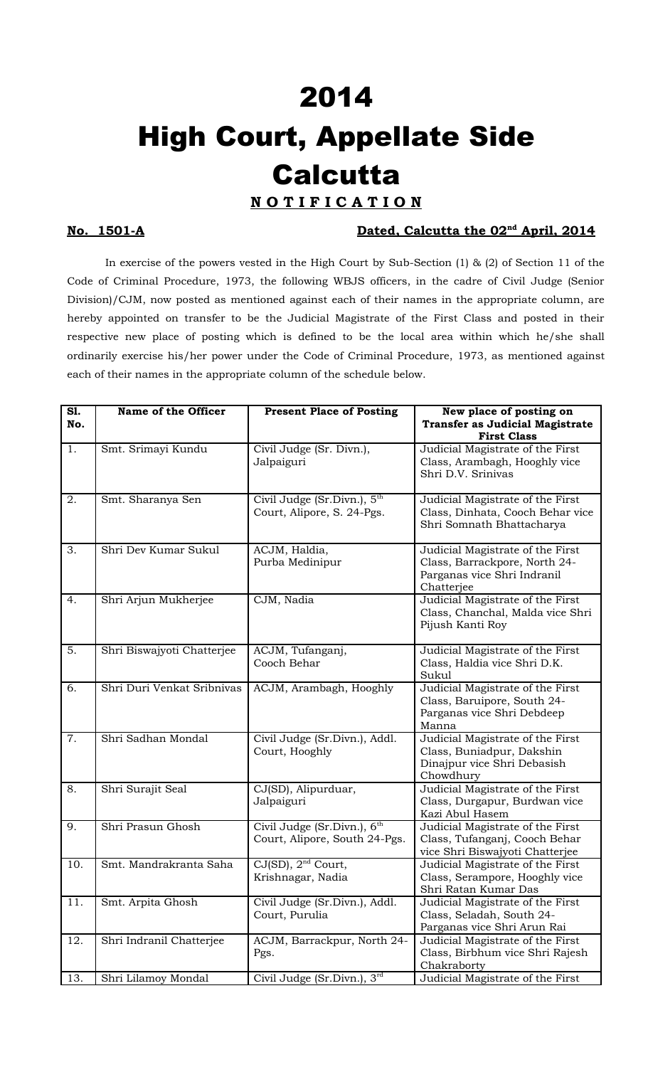# 2014

# High Court, Appellate Side Calcutta

## **N O T I F I C A T I O N**

**No. 1501-A** **Dated, Calcutta the 02nd April, 2014**

In exercise of the powers vested in the High Court by Sub-Section (1) & (2) of Section 11 of the Code of Criminal Procedure, 1973, the following WBJS officers, in the cadre of Civil Judge (Senior Division)/CJM, now posted as mentioned against each of their names in the appropriate column, are hereby appointed on transfer to be the Judicial Magistrate of the First Class and posted in their respective new place of posting which is defined to be the local area within which he/she shall ordinarily exercise his/her power under the Code of Criminal Procedure, 1973, as mentioned against each of their names in the appropriate column of the schedule below.

| Sl. No. | Name of the Officer | Present Place of Posting | New place of posting on Transfer as Judicial Magistrate First Class |
|---|---|---|---|
| 1. | Smt. Srimayi Kundu | Civil Judge (Sr. Divn.), Jalpaiguri | Judicial Magistrate of the First Class, Arambagh, Hooghly vice Shri D.V. Srinivas |
| 2. | Smt. Sharanya Sen | Civil Judge (Sr.Divn.), 5th Court, Alipore, S. 24-Pgs. | Judicial Magistrate of the First Class, Dinhata, Cooch Behar vice Shri Somnath Bhattacharya |
| 3. | Shri Dev Kumar Sukul | ACJM, Haldia, Purba Medinipur | Judicial Magistrate of the First Class, Barrackpore, North 24-Parganas vice Shri Indranil Chatterjee |
| 4. | Shri Arjun Mukherjee | CJM, Nadia | Judicial Magistrate of the First Class, Chanchal, Malda vice Shri Pijush Kanti Roy |
| 5. | Shri Biswajyoti Chatterjee | ACJM, Tufanganj, Cooch Behar | Judicial Magistrate of the First Class, Haldia vice Shri D.K. Sukul |
| 6. | Shri Duri Venkat Sribnivas | ACJM, Arambagh, Hooghly | Judicial Magistrate of the First Class, Baruipore, South 24-Parganas vice Shri Debdeep Manna |
| 7. | Shri Sadhan Mondal | Civil Judge (Sr.Divn.), Addl. Court, Hooghly | Judicial Magistrate of the First Class, Buniadpur, Dakshin Dinajpur vice Shri Debasish Chowdhury |
| 8. | Shri Surajit Seal | CJ(SD), Alipurduar, Jalpaiguri | Judicial Magistrate of the First Class, Durgapur, Burdwan vice Kazi Abul Hasem |
| 9. | Shri Prasun Ghosh | Civil Judge (Sr.Divn.), 6th Court, Alipore, South 24-Pgs. | Judicial Magistrate of the First Class, Tufanganj, Cooch Behar vice Shri Biswajyoti Chatterjee |
| 10. | Smt. Mandrakranta Saha | CJ(SD), 2nd Court, Krishnagar, Nadia | Judicial Magistrate of the First Class, Serampore, Hooghly vice Shri Ratan Kumar Das |
| 11. | Smt. Arpita Ghosh | Civil Judge (Sr.Divn.), Addl. Court, Purulia | Judicial Magistrate of the First Class, Seladah, South 24-Parganas vice Shri Arun Rai |
| 12. | Shri Indranil Chatterjee | ACJM, Barrackpur, North 24-Pgs. | Judicial Magistrate of the First Class, Birbhum vice Shri Rajesh Chakraborty |
| 13. | Shri Lilamoy Mondal | Civil Judge (Sr.Divn.), 3rd | Judicial Magistrate of the First |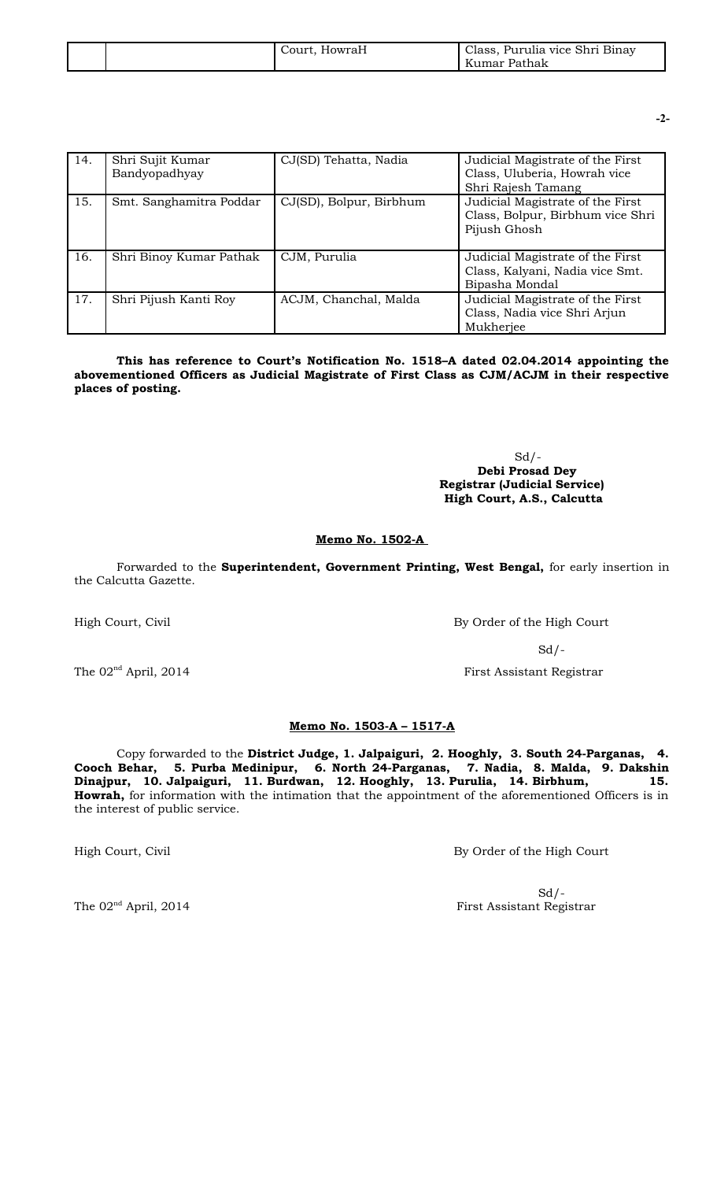| | | Court, HowraH | Class, Purulia vice Shri Binay Kumar Pathak |
|---|---|---|---|
| 14. | Shri Sujit Kumar Bandyopadhyay | CJ(SD) Tehatta, Nadia | Judicial Magistrate of the First Class, Uluberia, Howrah vice Shri Rajesh Tamang |
| 15. | Smt. Sanghamitra Poddar | CJ(SD), Bolpur, Birbhum | Judicial Magistrate of the First Class, Bolpur, Birbhum vice Shri Pijush Ghosh |
| 16. | Shri Binoy Kumar Pathak | CJM, Purulia | Judicial Magistrate of the First Class, Kalyani, Nadia vice Smt. Bipasha Mondal |
| 17. | Shri Pijush Kanti Roy | ACJM, Chanchal, Malda | Judicial Magistrate of the First Class, Nadia vice Shri Arjun Mukherjee |

**This has reference to Court's Notification No. 1518–A dated 02.04.2014 appointing the abovementioned Officers as Judicial Magistrate of First Class as CJM/ACJM in their respective places of posting.**

Sd/-
**Debi Prosad Dey**
**Registrar (Judicial Service)**
**High Court, A.S., Calcutta**

**Memo No. 1502-A**

Forwarded to the **Superintendent, Government Printing, West Bengal,** for early insertion in the Calcutta Gazette.

High Court, Civil — By Order of the High Court

Sd/-

The 02nd April, 2014 — First Assistant Registrar

**Memo No. 1503-A – 1517-A**

Copy forwarded to the **District Judge, 1. Jalpaiguri, 2. Hooghly, 3. South 24-Parganas, 4. Cooch Behar, 5. Purba Medinipur, 6. North 24-Parganas, 7. Nadia, 8. Malda, 9. Dakshin Dinajpur, 10. Jalpaiguri, 11. Burdwan, 12. Hooghly, 13. Purulia, 14. Birbhum, 15. Howrah,** for information with the intimation that the appointment of the aforementioned Officers is in the interest of public service.

High Court, Civil — By Order of the High Court

Sd/-

The 02nd April, 2014 — First Assistant Registrar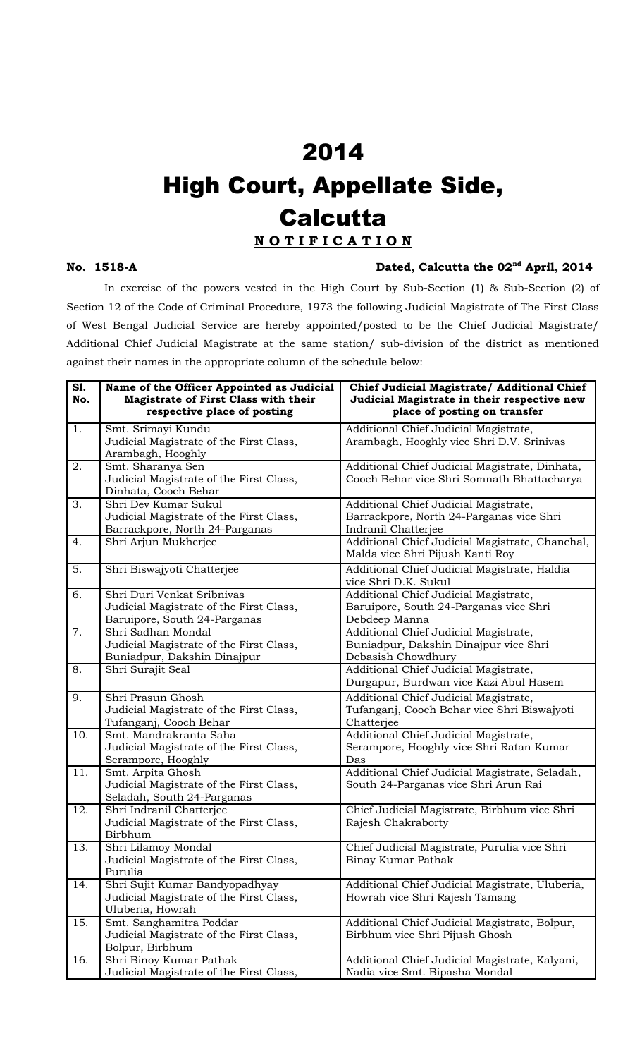# 2014

# High Court, Appellate Side, Calcutta

## N O T I F I C A T I O N

**No. 1518-A** **Dated, Calcutta the 02nd April, 2014**

In exercise of the powers vested in the High Court by Sub-Section (1) & Sub-Section (2) of Section 12 of the Code of Criminal Procedure, 1973 the following Judicial Magistrate of The First Class of West Bengal Judicial Service are hereby appointed/posted to be the Chief Judicial Magistrate/ Additional Chief Judicial Magistrate at the same station/ sub-division of the district as mentioned against their names in the appropriate column of the schedule below:

| Sl. No. | Name of the Officer Appointed as Judicial Magistrate of First Class with their respective place of posting | Chief Judicial Magistrate/ Additional Chief Judicial Magistrate in their respective new place of posting on transfer |
|---|---|---|
| 1. | Smt. Srimayi Kundu Judicial Magistrate of the First Class, Arambagh, Hooghly | Additional Chief Judicial Magistrate, Arambagh, Hooghly vice Shri D.V. Srinivas |
| 2. | Smt. Sharanya Sen Judicial Magistrate of the First Class, Dinhata, Cooch Behar | Additional Chief Judicial Magistrate, Dinhata, Cooch Behar vice Shri Somnath Bhattacharya |
| 3. | Shri Dev Kumar Sukul Judicial Magistrate of the First Class, Barrackpore, North 24-Parganas | Additional Chief Judicial Magistrate, Barrackpore, North 24-Parganas vice Shri Indranil Chatterjee |
| 4. | Shri Arjun Mukherjee | Additional Chief Judicial Magistrate, Chanchal, Malda vice Shri Pijush Kanti Roy |
| 5. | Shri Biswajyoti Chatterjee | Additional Chief Judicial Magistrate, Haldia vice Shri D.K. Sukul |
| 6. | Shri Duri Venkat Sribnivas Judicial Magistrate of the First Class, Baruipore, South 24-Parganas | Additional Chief Judicial Magistrate, Baruipore, South 24-Parganas vice Shri Debdeep Manna |
| 7. | Shri Sadhan Mondal Judicial Magistrate of the First Class, Buniadpur, Dakshin Dinajpur | Additional Chief Judicial Magistrate, Buniadpur, Dakshin Dinajpur vice Shri Debasish Chowdhury |
| 8. | Shri Surajit Seal | Additional Chief Judicial Magistrate, Durgapur, Burdwan vice Kazi Abul Hasem |
| 9. | Shri Prasun Ghosh Judicial Magistrate of the First Class, Tufanganj, Cooch Behar | Additional Chief Judicial Magistrate, Tufanganj, Cooch Behar vice Shri Biswajyoti Chatterjee |
| 10. | Smt. Mandrakranta Saha Judicial Magistrate of the First Class, Serampore, Hooghly | Additional Chief Judicial Magistrate, Serampore, Hooghly vice Shri Ratan Kumar Das |
| 11. | Smt. Arpita Ghosh Judicial Magistrate of the First Class, Seladah, South 24-Parganas | Additional Chief Judicial Magistrate, Seladah, South 24-Parganas vice Shri Arun Rai |
| 12. | Shri Indranil Chatterjee Judicial Magistrate of the First Class, Birbhum | Chief Judicial Magistrate, Birbhum vice Shri Rajesh Chakraborty |
| 13. | Shri Lilamoy Mondal Judicial Magistrate of the First Class, Purulia | Chief Judicial Magistrate, Purulia vice Shri Binay Kumar Pathak |
| 14. | Shri Sujit Kumar Bandyopadhyay Judicial Magistrate of the First Class, Uluberia, Howrah | Additional Chief Judicial Magistrate, Uluberia, Howrah vice Shri Rajesh Tamang |
| 15. | Smt. Sanghamitra Poddar Judicial Magistrate of the First Class, Bolpur, Birbhum | Additional Chief Judicial Magistrate, Bolpur, Birbhum vice Shri Pijush Ghosh |
| 16. | Shri Binoy Kumar Pathak Judicial Magistrate of the First Class, | Additional Chief Judicial Magistrate, Kalyani, Nadia vice Smt. Bipasha Mondal |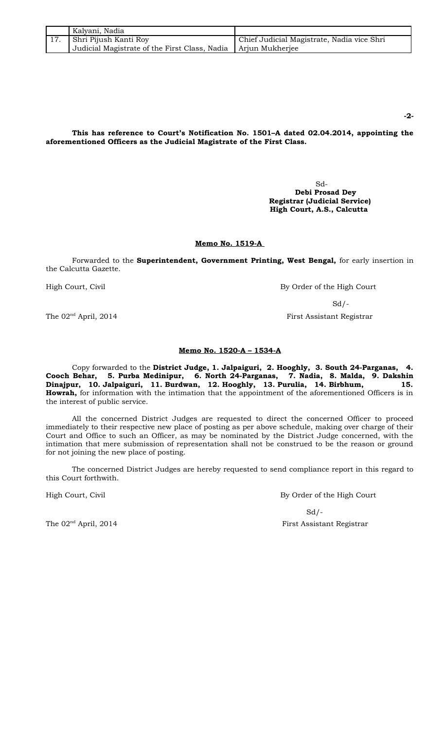| | | |
|---|---|---|
| | Kalyani, Nadia | |
| 17. | Shri Pijush Kanti Roy<br>Judicial Magistrate of the First Class, Nadia | Chief Judicial Magistrate, Nadia vice Shri Arjun Mukherjee |

**This has reference to Court's Notification No. 1501–A dated 02.04.2014, appointing the aforementioned Officers as the Judicial Magistrate of the First Class.**

Sd-
**Debi Prosad Dey**
**Registrar (Judicial Service)**
**High Court, A.S., Calcutta**

**Memo No. 1519-A**

Forwarded to the **Superintendent, Government Printing, West Bengal,** for early insertion in the Calcutta Gazette.

High Court, Civil

By Order of the High Court

Sd/-

The 02nd April, 2014

First Assistant Registrar

**Memo No. 1520-A – 1534-A**

Copy forwarded to the **District Judge, 1. Jalpaiguri, 2. Hooghly, 3. South 24-Parganas, 4. Cooch Behar, 5. Purba Medinipur, 6. North 24-Parganas, 7. Nadia, 8. Malda, 9. Dakshin Dinajpur, 10. Jalpaiguri, 11. Burdwan, 12. Hooghly, 13. Purulia, 14. Birbhum, 15. Howrah,** for information with the intimation that the appointment of the aforementioned Officers is in the interest of public service.

All the concerned District Judges are requested to direct the concerned Officer to proceed immediately to their respective new place of posting as per above schedule, making over charge of their Court and Office to such an Officer, as may be nominated by the District Judge concerned, with the intimation that mere submission of representation shall not be construed to be the reason or ground for not joining the new place of posting.

The concerned District Judges are hereby requested to send compliance report in this regard to this Court forthwith.

High Court, Civil

By Order of the High Court

Sd/-

The 02nd April, 2014

First Assistant Registrar